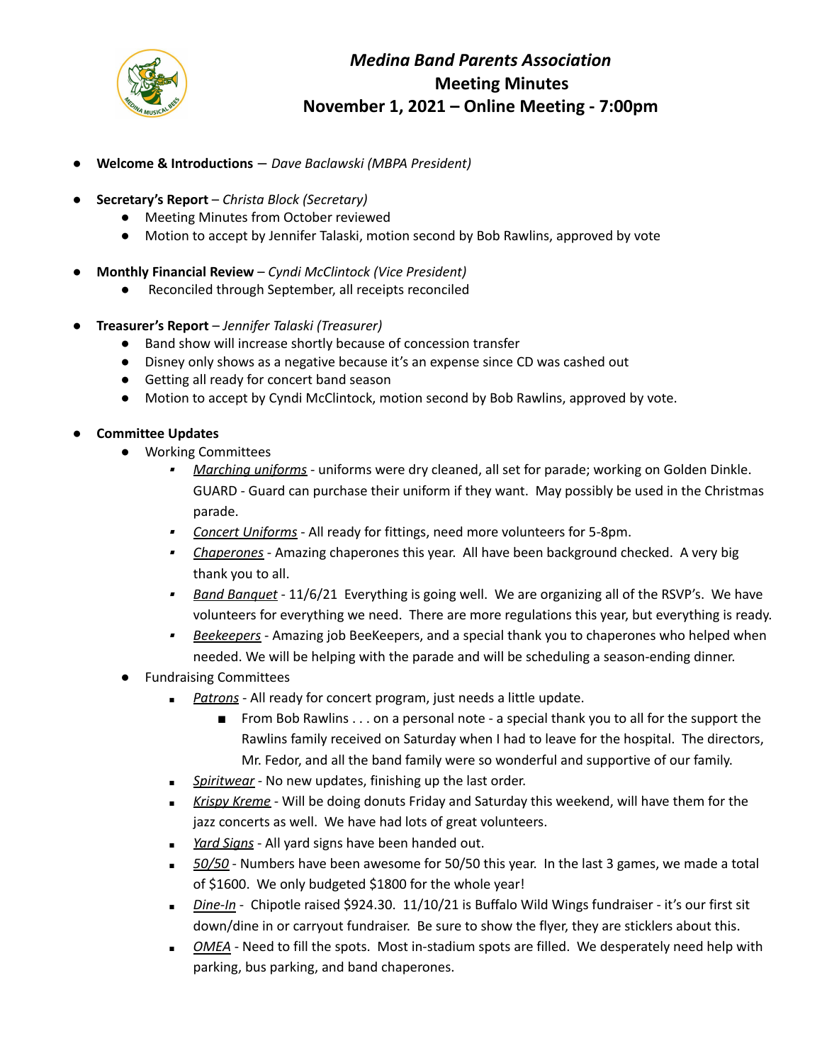# *Medina Band Parents Association*
## Meeting Minutes
## November 1, 2021 – Online Meeting - 7:00pm

- **Welcome & Introductions** — *Dave Baclawski (MBPA President)*

- **Secretary's Report** – *Christa Block (Secretary)*
  - Meeting Minutes from October reviewed
  - Motion to accept by Jennifer Talaski, motion second by Bob Rawlins, approved by vote

- **Monthly Financial Review** – *Cyndi McClintock (Vice President)*
  - Reconciled through September, all receipts reconciled

- **Treasurer's Report** – *Jennifer Talaski (Treasurer)*
  - Band show will increase shortly because of concession transfer
  - Disney only shows as a negative because it's an expense since CD was cashed out
  - Getting all ready for concert band season
  - Motion to accept by Cyndi McClintock, motion second by Bob Rawlins, approved by vote.

- **Committee Updates**
  - Working Committees
    - *Marching uniforms* - uniforms were dry cleaned, all set for parade; working on Golden Dinkle. GUARD - Guard can purchase their uniform if they want. May possibly be used in the Christmas parade.
    - *Concert Uniforms* - All ready for fittings, need more volunteers for 5-8pm.
    - *Chaperones* - Amazing chaperones this year. All have been background checked. A very big thank you to all.
    - *Band Banquet* - 11/6/21 Everything is going well. We are organizing all of the RSVP's. We have volunteers for everything we need. There are more regulations this year, but everything is ready.
    - *Beekeepers* - Amazing job BeeKeepers, and a special thank you to chaperones who helped when needed. We will be helping with the parade and will be scheduling a season-ending dinner.
  - Fundraising Committees
    - *Patrons* - All ready for concert program, just needs a little update.
      - From Bob Rawlins . . . on a personal note - a special thank you to all for the support the Rawlins family received on Saturday when I had to leave for the hospital. The directors, Mr. Fedor, and all the band family were so wonderful and supportive of our family.
    - *Spiritwear* - No new updates, finishing up the last order.
    - *Krispy Kreme* - Will be doing donuts Friday and Saturday this weekend, will have them for the jazz concerts as well. We have had lots of great volunteers.
    - *Yard Signs* - All yard signs have been handed out.
    - *50/50* - Numbers have been awesome for 50/50 this year. In the last 3 games, we made a total of $1600. We only budgeted $1800 for the whole year!
    - *Dine-In* - Chipotle raised $924.30. 11/10/21 is Buffalo Wild Wings fundraiser - it's our first sit down/dine in or carryout fundraiser. Be sure to show the flyer, they are sticklers about this.
    - *OMEA* - Need to fill the spots. Most in-stadium spots are filled. We desperately need help with parking, bus parking, and band chaperones.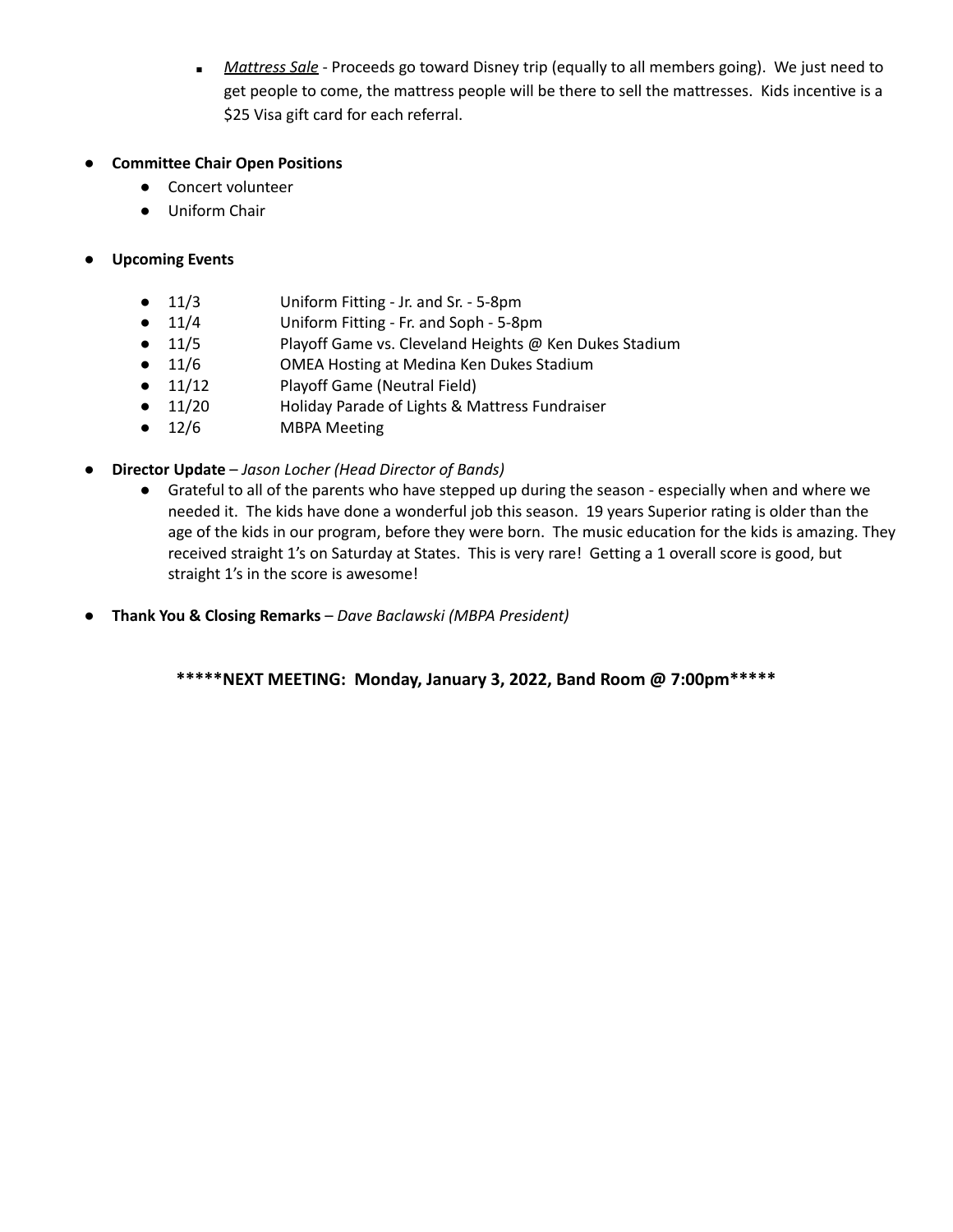- *Mattress Sale* - Proceeds go toward Disney trip (equally to all members going). We just need to get people to come, the mattress people will be there to sell the mattresses. Kids incentive is a $25 Visa gift card for each referral.

- **Committee Chair Open Positions**
    - Concert volunteer
    - Uniform Chair

- **Upcoming Events**
    - 11/3 Uniform Fitting - Jr. and Sr. - 5-8pm
    - 11/4 Uniform Fitting - Fr. and Soph - 5-8pm
    - 11/5 Playoff Game vs. Cleveland Heights @ Ken Dukes Stadium
    - 11/6 OMEA Hosting at Medina Ken Dukes Stadium
    - 11/12 Playoff Game (Neutral Field)
    - 11/20 Holiday Parade of Lights & Mattress Fundraiser
    - 12/6 MBPA Meeting

- **Director Update** – *Jason Locher (Head Director of Bands)*
    - Grateful to all of the parents who have stepped up during the season - especially when and where we needed it. The kids have done a wonderful job this season. 19 years Superior rating is older than the age of the kids in our program, before they were born. The music education for the kids is amazing. They received straight 1's on Saturday at States. This is very rare! Getting a 1 overall score is good, but straight 1's in the score is awesome!

- **Thank You & Closing Remarks** – *Dave Baclawski (MBPA President)*

**\*\*\*\*\*NEXT MEETING: Monday, January 3, 2022, Band Room @ 7:00pm\*\*\*\*\***